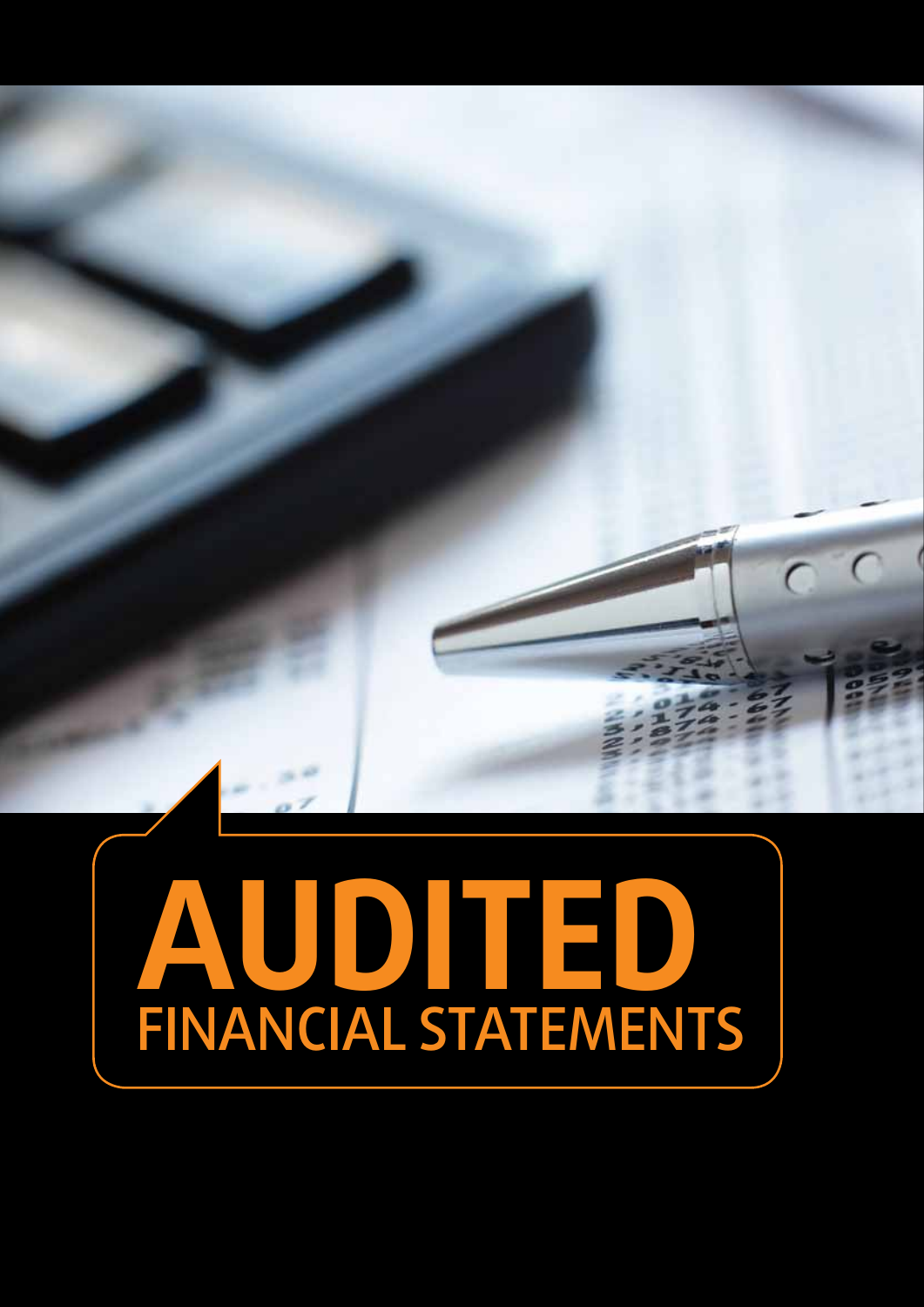# AUDITED

## FINANCIAL STATEMENTS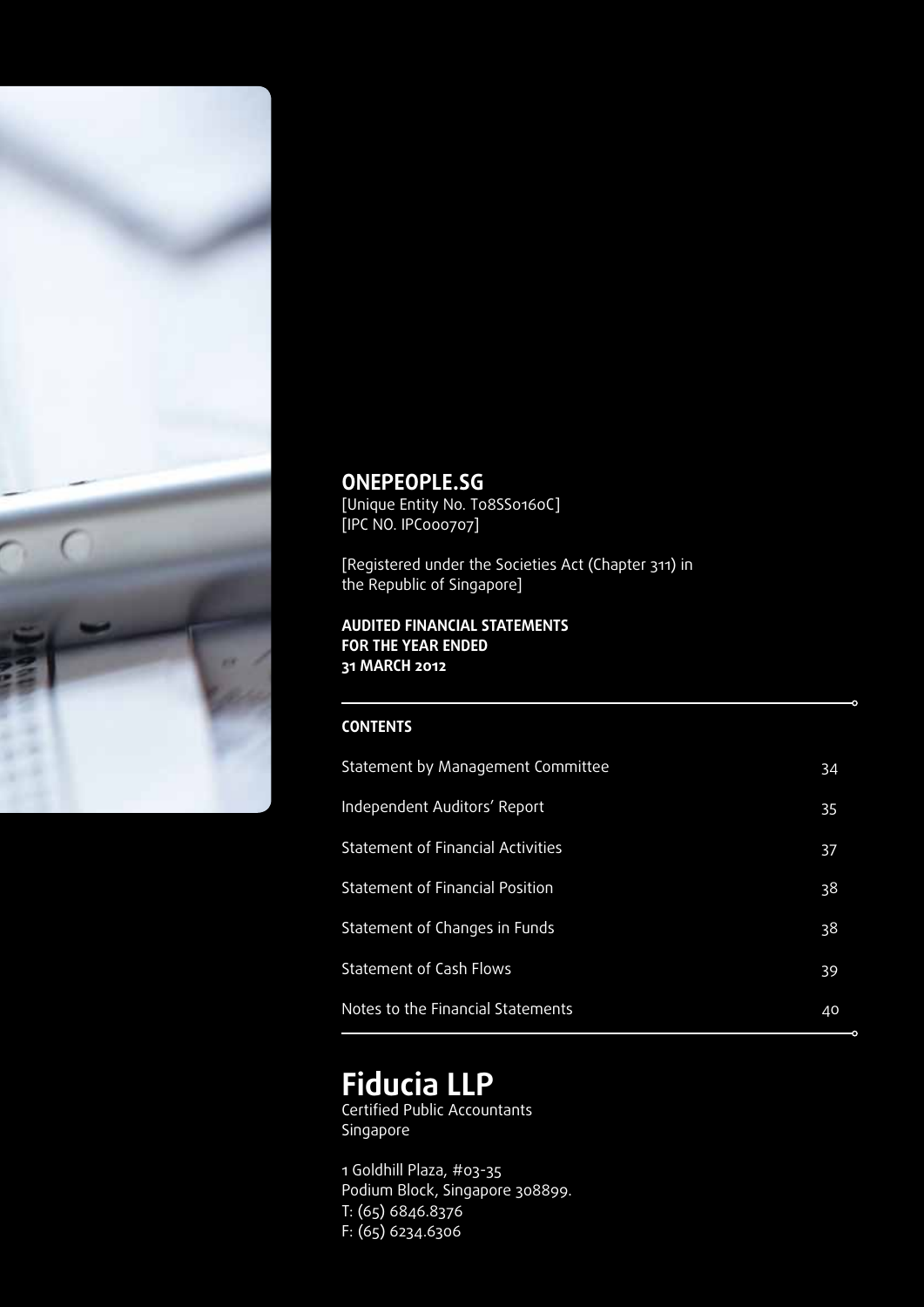# ONEPEOPLE.SG

[Unique Entity No. T08SS0160C]
[IPC NO. IPC000707]

[Registered under the Societies Act (Chapter 311) in the Republic of Singapore]

**AUDITED FINANCIAL STATEMENTS**
**FOR THE YEAR ENDED**
**31 MARCH 2012**

## CONTENTS

| | |
|---|---|
| Statement by Management Committee | 34 |
| Independent Auditors' Report | 35 |
| Statement of Financial Activities | 37 |
| Statement of Financial Position | 38 |
| Statement of Changes in Funds | 38 |
| Statement of Cash Flows | 39 |
| Notes to the Financial Statements | 40 |

# Fiducia LLP

Certified Public Accountants
Singapore

1 Goldhill Plaza, #03-35
Podium Block, Singapore 308899.
T: (65) 6846.8376
F: (65) 6234.6306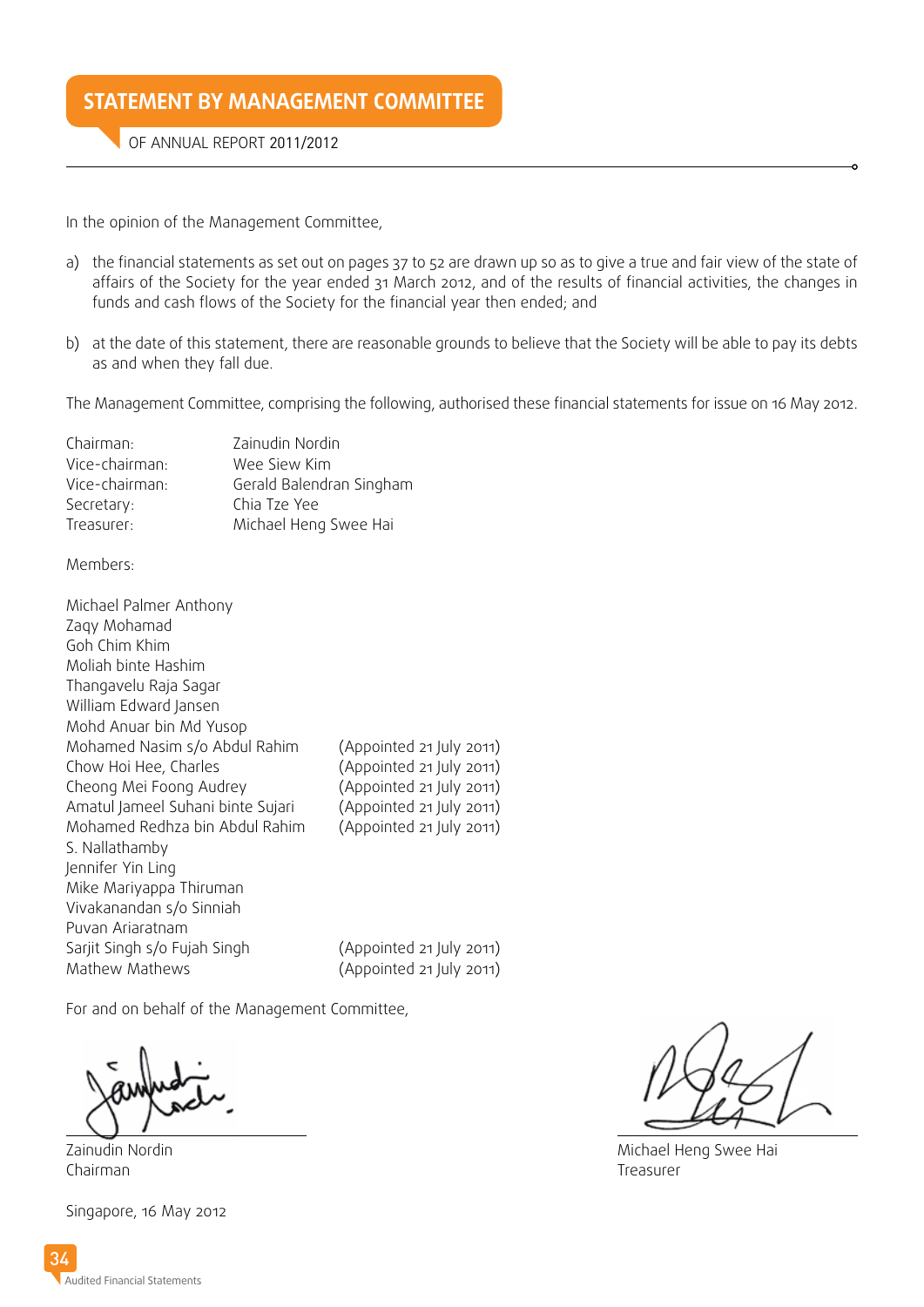# STATEMENT BY MANAGEMENT COMMITTEE

OF ANNUAL REPORT 2011/2012

In the opinion of the Management Committee,

a) the financial statements as set out on pages 37 to 52 are drawn up so as to give a true and fair view of the state of affairs of the Society for the year ended 31 March 2012, and of the results of financial activities, the changes in funds and cash flows of the Society for the financial year then ended; and

b) at the date of this statement, there are reasonable grounds to believe that the Society will be able to pay its debts as and when they fall due.

The Management Committee, comprising the following, authorised these financial statements for issue on 16 May 2012.

| | |
|---|---|
| Chairman: | Zainudin Nordin |
| Vice-chairman: | Wee Siew Kim |
| Vice-chairman: | Gerald Balendran Singham |
| Secretary: | Chia Tze Yee |
| Treasurer: | Michael Heng Swee Hai |

Members:

| | |
|---|---|
| Michael Palmer Anthony | |
| Zaqy Mohamad | |
| Goh Chim Khim | |
| Moliah binte Hashim | |
| Thangavelu Raja Sagar | |
| William Edward Jansen | |
| Mohd Anuar bin Md Yusop | |
| Mohamed Nasim s/o Abdul Rahim | (Appointed 21 July 2011) |
| Chow Hoi Hee, Charles | (Appointed 21 July 2011) |
| Cheong Mei Foong Audrey | (Appointed 21 July 2011) |
| Amatul Jameel Suhani binte Sujari | (Appointed 21 July 2011) |
| Mohamed Redhza bin Abdul Rahim | (Appointed 21 July 2011) |
| S. Nallathamby | |
| Jennifer Yin Ling | |
| Mike Mariyappa Thiruman | |
| Vivakanandan s/o Sinniah | |
| Puvan Ariaratnam | |
| Sarjit Singh s/o Fujah Singh | (Appointed 21 July 2011) |
| Mathew Mathews | (Appointed 21 July 2011) |

For and on behalf of the Management Committee,

Zainudin Nordin
Chairman

Michael Heng Swee Hai
Treasurer

Singapore, 16 May 2012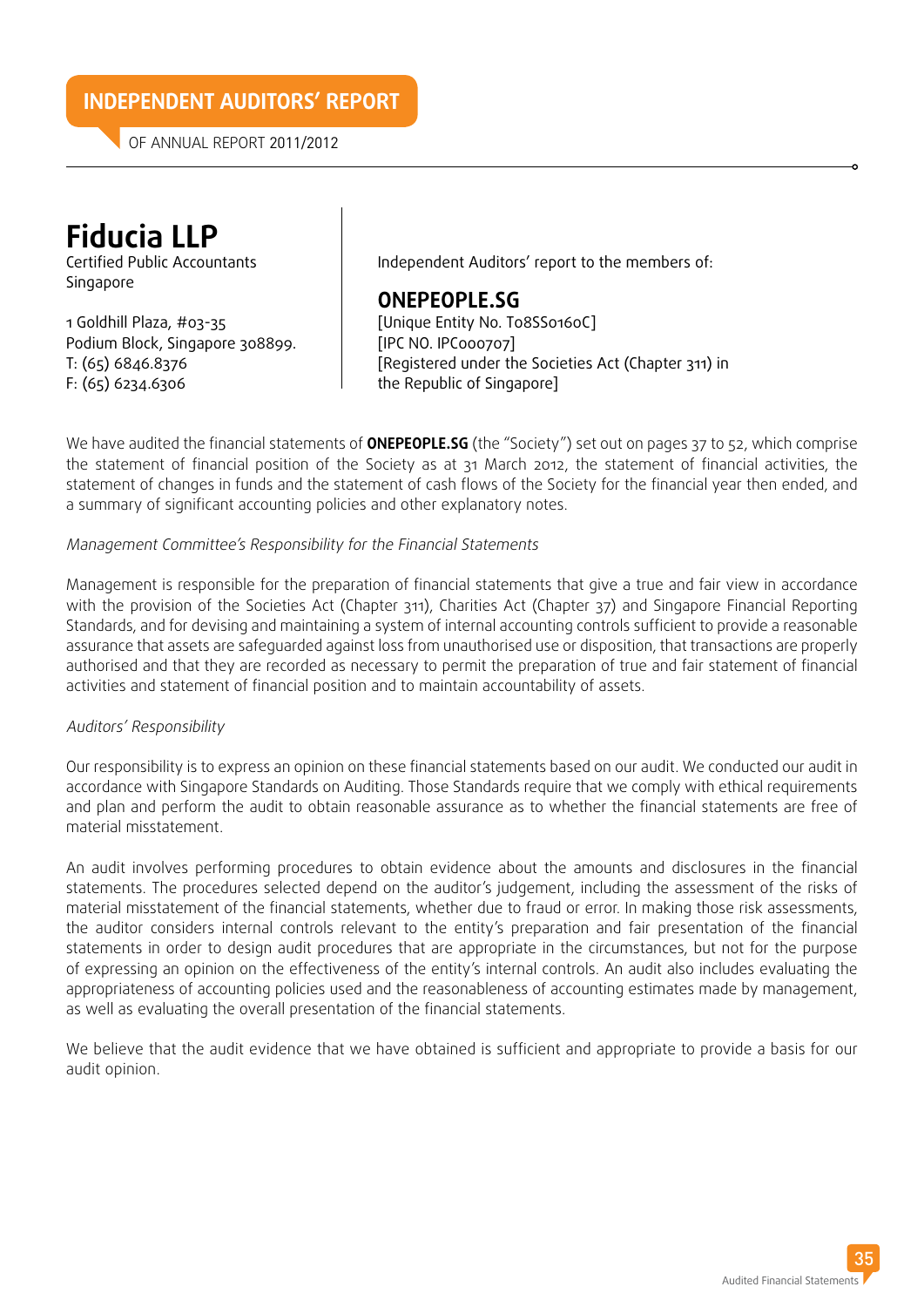# INDEPENDENT AUDITORS' REPORT

OF ANNUAL REPORT 2011/2012

**Fiducia LLP**
Certified Public Accountants
Singapore

1 Goldhill Plaza, #03-35
Podium Block, Singapore 308899.
T: (65) 6846.8376
F: (65) 6234.6306

Independent Auditors' report to the members of:

**ONEPEOPLE.SG**
[Unique Entity No. T08SS0160C]
[IPC NO. IPC000707]
[Registered under the Societies Act (Chapter 311) in the Republic of Singapore]

We have audited the financial statements of **ONEPEOPLE.SG** (the "Society") set out on pages 37 to 52, which comprise the statement of financial position of the Society as at 31 March 2012, the statement of financial activities, the statement of changes in funds and the statement of cash flows of the Society for the financial year then ended, and a summary of significant accounting policies and other explanatory notes.

*Management Committee's Responsibility for the Financial Statements*

Management is responsible for the preparation of financial statements that give a true and fair view in accordance with the provision of the Societies Act (Chapter 311), Charities Act (Chapter 37) and Singapore Financial Reporting Standards, and for devising and maintaining a system of internal accounting controls sufficient to provide a reasonable assurance that assets are safeguarded against loss from unauthorised use or disposition, that transactions are properly authorised and that they are recorded as necessary to permit the preparation of true and fair statement of financial activities and statement of financial position and to maintain accountability of assets.

*Auditors' Responsibility*

Our responsibility is to express an opinion on these financial statements based on our audit. We conducted our audit in accordance with Singapore Standards on Auditing. Those Standards require that we comply with ethical requirements and plan and perform the audit to obtain reasonable assurance as to whether the financial statements are free of material misstatement.

An audit involves performing procedures to obtain evidence about the amounts and disclosures in the financial statements. The procedures selected depend on the auditor's judgement, including the assessment of the risks of material misstatement of the financial statements, whether due to fraud or error. In making those risk assessments, the auditor considers internal controls relevant to the entity's preparation and fair presentation of the financial statements in order to design audit procedures that are appropriate in the circumstances, but not for the purpose of expressing an opinion on the effectiveness of the entity's internal controls. An audit also includes evaluating the appropriateness of accounting policies used and the reasonableness of accounting estimates made by management, as well as evaluating the overall presentation of the financial statements.

We believe that the audit evidence that we have obtained is sufficient and appropriate to provide a basis for our audit opinion.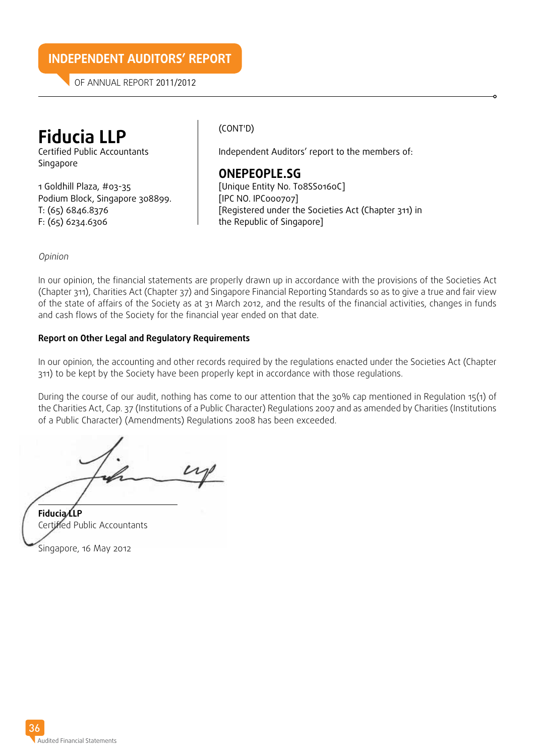# INDEPENDENT AUDITORS' REPORT

OF ANNUAL REPORT 2011/2012

## Fiducia LLP

Certified Public Accountants
Singapore

1 Goldhill Plaza, #03-35
Podium Block, Singapore 308899.
T: (65) 6846.8376
F: (65) 6234.6306

(CONT'D)

Independent Auditors' report to the members of:

## ONEPEOPLE.SG

[Unique Entity No. T08SS0160C]
[IPC NO. IPC000707]
[Registered under the Societies Act (Chapter 311) in the Republic of Singapore]

*Opinion*

In our opinion, the financial statements are properly drawn up in accordance with the provisions of the Societies Act (Chapter 311), Charities Act (Chapter 37) and Singapore Financial Reporting Standards so as to give a true and fair view of the state of affairs of the Society as at 31 March 2012, and the results of the financial activities, changes in funds and cash flows of the Society for the financial year ended on that date.

**Report on Other Legal and Regulatory Requirements**

In our opinion, the accounting and other records required by the regulations enacted under the Societies Act (Chapter 311) to be kept by the Society have been properly kept in accordance with those regulations.

During the course of our audit, nothing has come to our attention that the 30% cap mentioned in Regulation 15(1) of the Charities Act, Cap. 37 (Institutions of a Public Character) Regulations 2007 and as amended by Charities (Institutions of a Public Character) (Amendments) Regulations 2008 has been exceeded.

**Fiducia LLP**
Certified Public Accountants

Singapore, 16 May 2012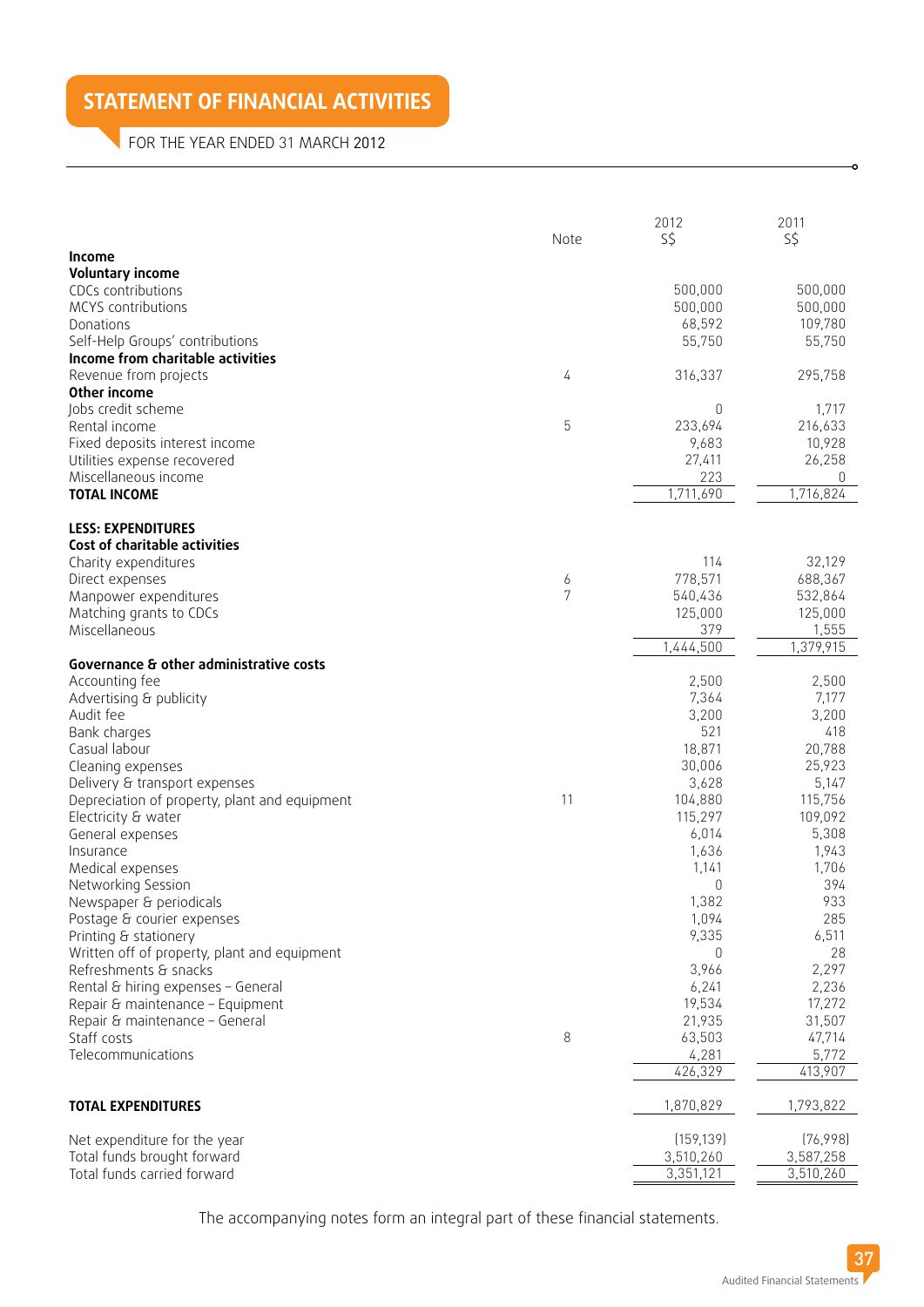# STATEMENT OF FINANCIAL ACTIVITIES

FOR THE YEAR ENDED 31 MARCH 2012

| | Note | 2012 S$ | 2011 S$ |
|---|---|---|---|
| **Income** | | | |
| **Voluntary income** | | | |
| CDCs contributions | | 500,000 | 500,000 |
| MCYS contributions | | 500,000 | 500,000 |
| Donations | | 68,592 | 109,780 |
| Self-Help Groups' contributions | | 55,750 | 55,750 |
| **Income from charitable activities** | | | |
| Revenue from projects | 4 | 316,337 | 295,758 |
| **Other income** | | | |
| Jobs credit scheme | | 0 | 1,717 |
| Rental income | 5 | 233,694 | 216,633 |
| Fixed deposits interest income | | 9,683 | 10,928 |
| Utilities expense recovered | | 27,411 | 26,258 |
| Miscellaneous income | | 223 | 0 |
| **TOTAL INCOME** | | 1,711,690 | 1,716,824 |
| | | | |
| **LESS: EXPENDITURES** | | | |
| **Cost of charitable activities** | | | |
| Charity expenditures | | 114 | 32,129 |
| Direct expenses | 6 | 778,571 | 688,367 |
| Manpower expenditures | 7 | 540,436 | 532,864 |
| Matching grants to CDCs | | 125,000 | 125,000 |
| Miscellaneous | | 379 | 1,555 |
| | | 1,444,500 | 1,379,915 |
| **Governance & other administrative costs** | | | |
| Accounting fee | | 2,500 | 2,500 |
| Advertising & publicity | | 7,364 | 7,177 |
| Audit fee | | 3,200 | 3,200 |
| Bank charges | | 521 | 418 |
| Casual labour | | 18,871 | 20,788 |
| Cleaning expenses | | 30,006 | 25,923 |
| Delivery & transport expenses | | 3,628 | 5,147 |
| Depreciation of property, plant and equipment | 11 | 104,880 | 115,756 |
| Electricity & water | | 115,297 | 109,092 |
| General expenses | | 6,014 | 5,308 |
| Insurance | | 1,636 | 1,943 |
| Medical expenses | | 1,141 | 1,706 |
| Networking Session | | 0 | 394 |
| Newspaper & periodicals | | 1,382 | 933 |
| Postage & courier expenses | | 1,094 | 285 |
| Printing & stationery | | 9,335 | 6,511 |
| Written off of property, plant and equipment | | 0 | 28 |
| Refreshments & snacks | | 3,966 | 2,297 |
| Rental & hiring expenses – General | | 6,241 | 2,236 |
| Repair & maintenance – Equipment | | 19,534 | 17,272 |
| Repair & maintenance – General | | 21,935 | 31,507 |
| Staff costs | 8 | 63,503 | 47,714 |
| Telecommunications | | 4,281 | 5,772 |
| | | 426,329 | 413,907 |
| | | | |
| **TOTAL EXPENDITURES** | | 1,870,829 | 1,793,822 |
| | | | |
| Net expenditure for the year | | (159,139) | (76,998) |
| Total funds brought forward | | 3,510,260 | 3,587,258 |
| Total funds carried forward | | 3,351,121 | 3,510,260 |

The accompanying notes form an integral part of these financial statements.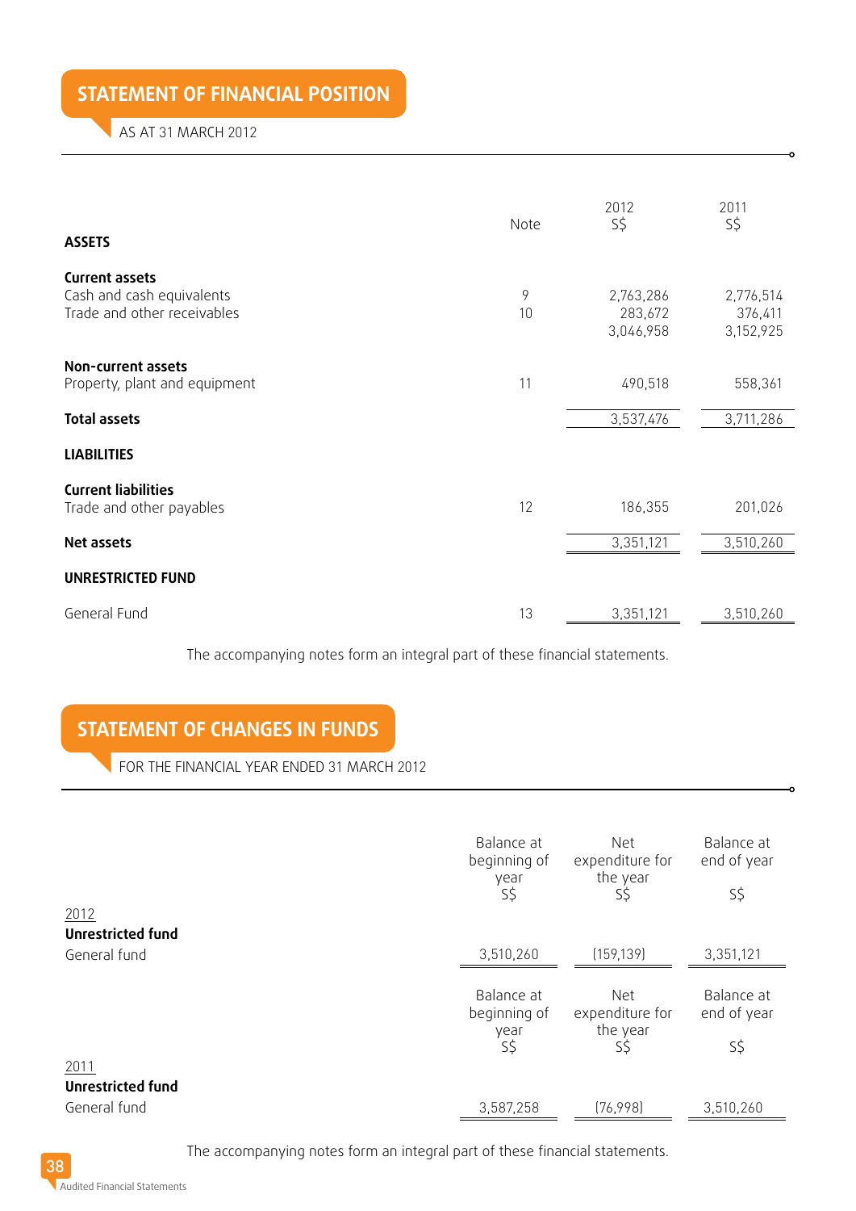## STATEMENT OF FINANCIAL POSITION

AS AT 31 MARCH 2012

| | Note | 2012 S$ | 2011 S$ |
|---|---|---|---|
| **ASSETS** | | | |
| **Current assets** | | | |
| Cash and cash equivalents | 9 | 2,763,286 | 2,776,514 |
| Trade and other receivables | 10 | 283,672 | 376,411 |
| | | 3,046,958 | 3,152,925 |
| **Non-current assets** | | | |
| Property, plant and equipment | 11 | 490,518 | 558,361 |
| **Total assets** | | 3,537,476 | 3,711,286 |
| **LIABILITIES** | | | |
| **Current liabilities** | | | |
| Trade and other payables | 12 | 186,355 | 201,026 |
| **Net assets** | | 3,351,121 | 3,510,260 |
| **UNRESTRICTED FUND** | | | |
| General Fund | 13 | 3,351,121 | 3,510,260 |

The accompanying notes form an integral part of these financial statements.

## STATEMENT OF CHANGES IN FUNDS

FOR THE FINANCIAL YEAR ENDED 31 MARCH 2012

| | Balance at beginning of year S$ | Net expenditure for the year S$ | Balance at end of year S$ |
|---|---|---|---|
| 2012 | | | |
| **Unrestricted fund** | | | |
| General fund | 3,510,260 | (159,139) | 3,351,121 |

| | Balance at beginning of year S$ | Net expenditure for the year S$ | Balance at end of year S$ |
|---|---|---|---|
| 2011 | | | |
| **Unrestricted fund** | | | |
| General fund | 3,587,258 | (76,998) | 3,510,260 |

The accompanying notes form an integral part of these financial statements.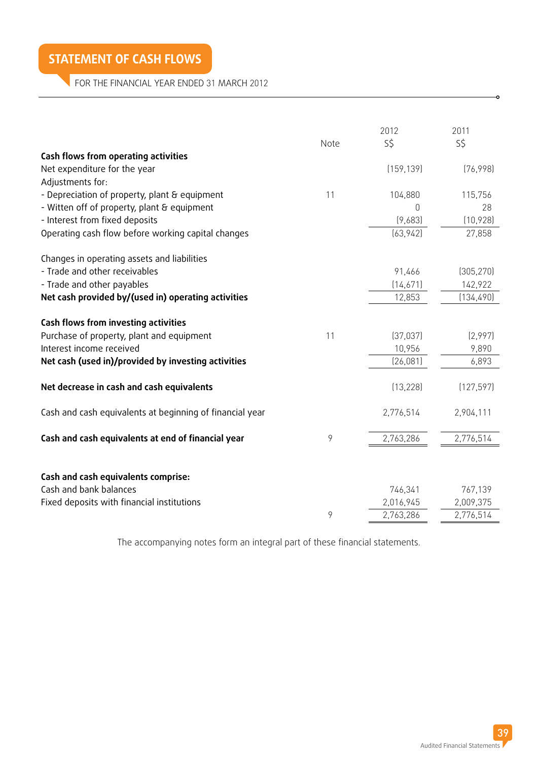# STATEMENT OF CASH FLOWS

FOR THE FINANCIAL YEAR ENDED 31 MARCH 2012

| | Note | 2012<br>S$ | 2011<br>S$ |
|---|---|---|---|
| **Cash flows from operating activities** | | | |
| Net expenditure for the year | | (159,139) | (76,998) |
| Adjustments for: | | | |
| - Depreciation of property, plant & equipment | 11 | 104,880 | 115,756 |
| - Witten off of property, plant & equipment | | 0 | 28 |
| - Interest from fixed deposits | | (9,683) | (10,928) |
| Operating cash flow before working capital changes | | (63,942) | 27,858 |
| | | | |
| Changes in operating assets and liabilities | | | |
| - Trade and other receivables | | 91,466 | (305,270) |
| - Trade and other payables | | (14,671) | 142,922 |
| **Net cash provided by/(used in) operating activities** | | 12,853 | (134,490) |
| | | | |
| **Cash flows from investing activities** | | | |
| Purchase of property, plant and equipment | 11 | (37,037) | (2,997) |
| Interest income received | | 10,956 | 9,890 |
| **Net cash (used in)/provided by investing activities** | | (26,081) | 6,893 |
| | | | |
| **Net decrease in cash and cash equivalents** | | (13,228) | (127,597) |
| | | | |
| Cash and cash equivalents at beginning of financial year | | 2,776,514 | 2,904,111 |
| | | | |
| **Cash and cash equivalents at end of financial year** | 9 | 2,763,286 | 2,776,514 |
| | | | |
| **Cash and cash equivalents comprise:** | | | |
| Cash and bank balances | | 746,341 | 767,139 |
| Fixed deposits with financial institutions | | 2,016,945 | 2,009,375 |
| | 9 | 2,763,286 | 2,776,514 |

The accompanying notes form an integral part of these financial statements.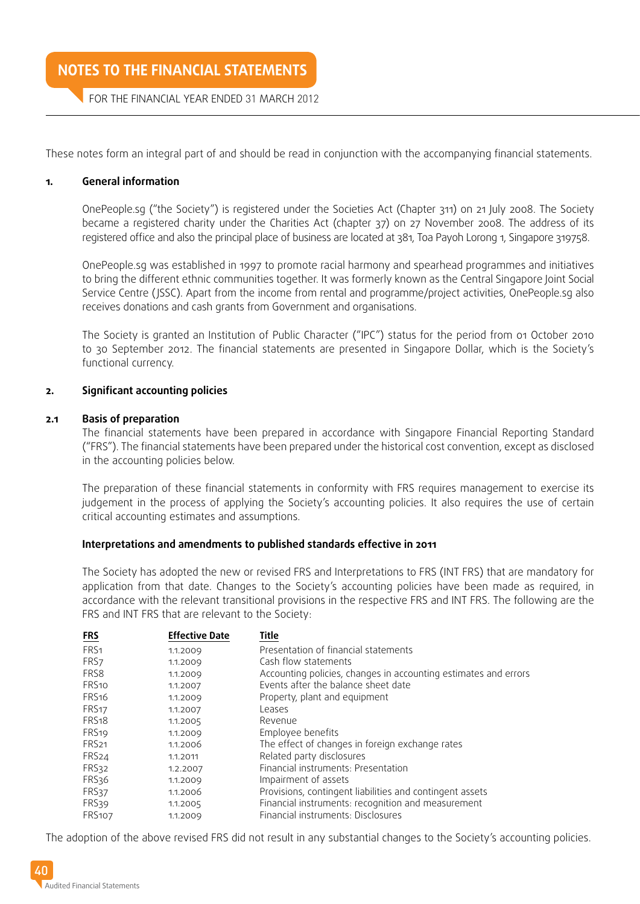# NOTES TO THE FINANCIAL STATEMENTS

FOR THE FINANCIAL YEAR ENDED 31 MARCH 2012

These notes form an integral part of and should be read in conjunction with the accompanying financial statements.

## 1. General information

OnePeople.sg ("the Society") is registered under the Societies Act (Chapter 311) on 21 July 2008. The Society became a registered charity under the Charities Act (chapter 37) on 27 November 2008. The address of its registered office and also the principal place of business are located at 381, Toa Payoh Lorong 1, Singapore 319758.

OnePeople.sg was established in 1997 to promote racial harmony and spearhead programmes and initiatives to bring the different ethnic communities together. It was formerly known as the Central Singapore Joint Social Service Centre (JSSC). Apart from the income from rental and programme/project activities, OnePeople.sg also receives donations and cash grants from Government and organisations.

The Society is granted an Institution of Public Character ("IPC") status for the period from 01 October 2010 to 30 September 2012. The financial statements are presented in Singapore Dollar, which is the Society's functional currency.

## 2. Significant accounting policies

### 2.1 Basis of preparation

The financial statements have been prepared in accordance with Singapore Financial Reporting Standard ("FRS"). The financial statements have been prepared under the historical cost convention, except as disclosed in the accounting policies below.

The preparation of these financial statements in conformity with FRS requires management to exercise its judgement in the process of applying the Society's accounting policies. It also requires the use of certain critical accounting estimates and assumptions.

**Interpretations and amendments to published standards effective in 2011**

The Society has adopted the new or revised FRS and Interpretations to FRS (INT FRS) that are mandatory for application from that date. Changes to the Society's accounting policies have been made as required, in accordance with the relevant transitional provisions in the respective FRS and INT FRS. The following are the FRS and INT FRS that are relevant to the Society:

| FRS | Effective Date | Title |
|---|---|---|
| FRS1 | 1.1.2009 | Presentation of financial statements |
| FRS7 | 1.1.2009 | Cash flow statements |
| FRS8 | 1.1.2009 | Accounting policies, changes in accounting estimates and errors |
| FRS10 | 1.1.2007 | Events after the balance sheet date |
| FRS16 | 1.1.2009 | Property, plant and equipment |
| FRS17 | 1.1.2007 | Leases |
| FRS18 | 1.1.2005 | Revenue |
| FRS19 | 1.1.2009 | Employee benefits |
| FRS21 | 1.1.2006 | The effect of changes in foreign exchange rates |
| FRS24 | 1.1.2011 | Related party disclosures |
| FRS32 | 1.2.2007 | Financial instruments: Presentation |
| FRS36 | 1.1.2009 | Impairment of assets |
| FRS37 | 1.1.2006 | Provisions, contingent liabilities and contingent assets |
| FRS39 | 1.1.2005 | Financial instruments: recognition and measurement |
| FRS107 | 1.1.2009 | Financial instruments: Disclosures |

The adoption of the above revised FRS did not result in any substantial changes to the Society's accounting policies.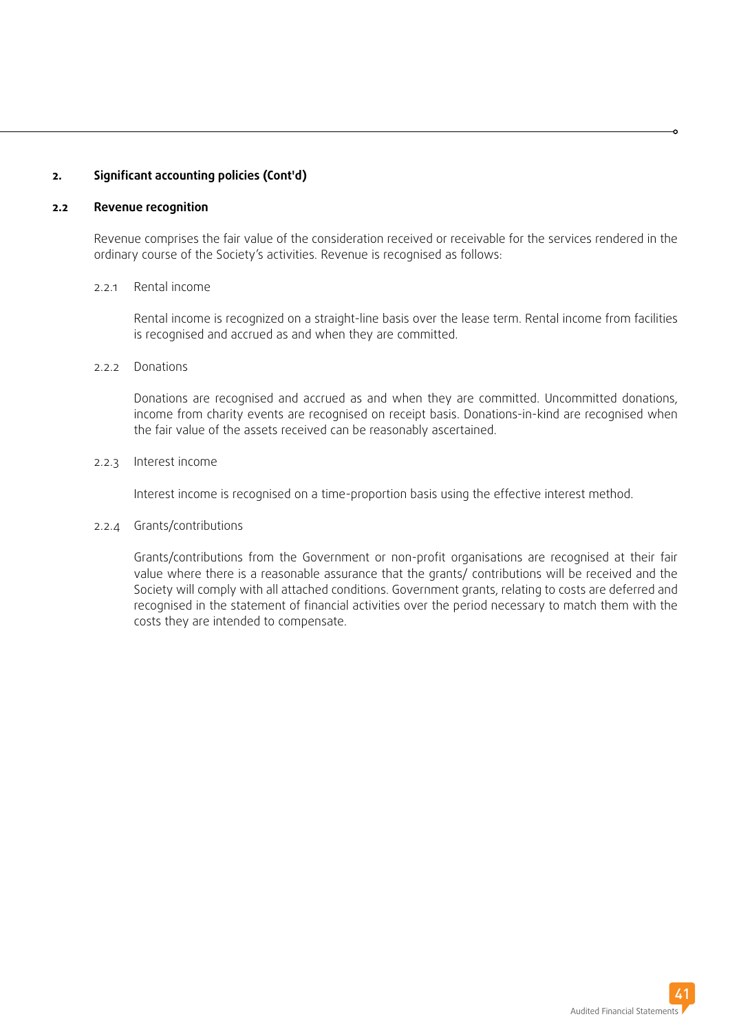## 2. Significant accounting policies (Cont'd)

### 2.2 Revenue recognition

Revenue comprises the fair value of the consideration received or receivable for the services rendered in the ordinary course of the Society's activities. Revenue is recognised as follows:

#### 2.2.1 Rental income

Rental income is recognized on a straight-line basis over the lease term. Rental income from facilities is recognised and accrued as and when they are committed.

#### 2.2.2 Donations

Donations are recognised and accrued as and when they are committed. Uncommitted donations, income from charity events are recognised on receipt basis. Donations-in-kind are recognised when the fair value of the assets received can be reasonably ascertained.

#### 2.2.3 Interest income

Interest income is recognised on a time-proportion basis using the effective interest method.

#### 2.2.4 Grants/contributions

Grants/contributions from the Government or non-profit organisations are recognised at their fair value where there is a reasonable assurance that the grants/ contributions will be received and the Society will comply with all attached conditions. Government grants, relating to costs are deferred and recognised in the statement of financial activities over the period necessary to match them with the costs they are intended to compensate.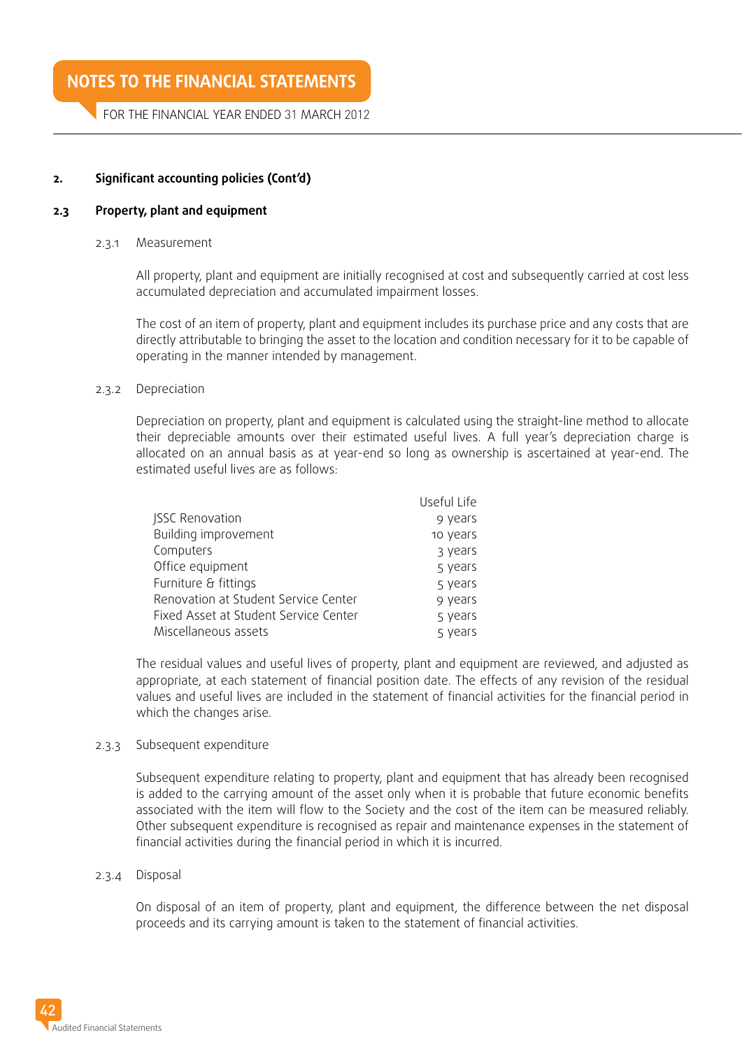# NOTES TO THE FINANCIAL STATEMENTS

FOR THE FINANCIAL YEAR ENDED 31 MARCH 2012

## 2. Significant accounting policies (Cont'd)

### 2.3 Property, plant and equipment

#### 2.3.1 Measurement

All property, plant and equipment are initially recognised at cost and subsequently carried at cost less accumulated depreciation and accumulated impairment losses.

The cost of an item of property, plant and equipment includes its purchase price and any costs that are directly attributable to bringing the asset to the location and condition necessary for it to be capable of operating in the manner intended by management.

#### 2.3.2 Depreciation

Depreciation on property, plant and equipment is calculated using the straight-line method to allocate their depreciable amounts over their estimated useful lives. A full year's depreciation charge is allocated on an annual basis as at year-end so long as ownership is ascertained at year-end. The estimated useful lives are as follows:

| | Useful Life |
|---|---|
| JSSC Renovation | 9 years |
| Building improvement | 10 years |
| Computers | 3 years |
| Office equipment | 5 years |
| Furniture & fittings | 5 years |
| Renovation at Student Service Center | 9 years |
| Fixed Asset at Student Service Center | 5 years |
| Miscellaneous assets | 5 years |

The residual values and useful lives of property, plant and equipment are reviewed, and adjusted as appropriate, at each statement of financial position date. The effects of any revision of the residual values and useful lives are included in the statement of financial activities for the financial period in which the changes arise.

#### 2.3.3 Subsequent expenditure

Subsequent expenditure relating to property, plant and equipment that has already been recognised is added to the carrying amount of the asset only when it is probable that future economic benefits associated with the item will flow to the Society and the cost of the item can be measured reliably. Other subsequent expenditure is recognised as repair and maintenance expenses in the statement of financial activities during the financial period in which it is incurred.

#### 2.3.4 Disposal

On disposal of an item of property, plant and equipment, the difference between the net disposal proceeds and its carrying amount is taken to the statement of financial activities.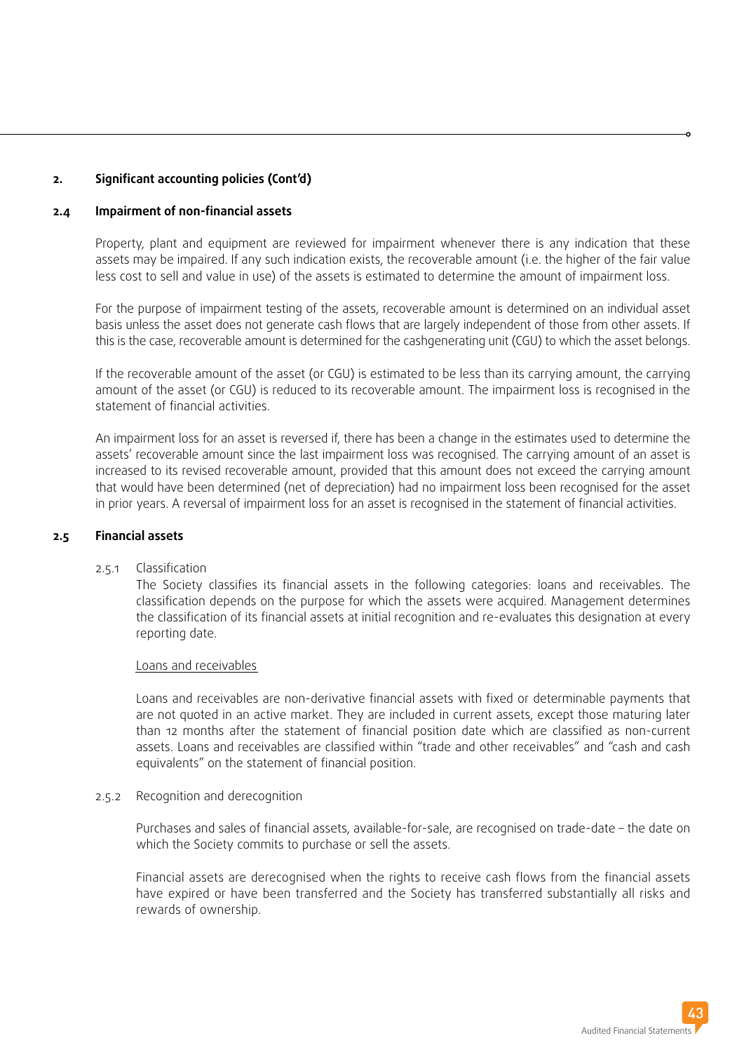## 2. Significant accounting policies (Cont'd)

### 2.4 Impairment of non-financial assets

Property, plant and equipment are reviewed for impairment whenever there is any indication that these assets may be impaired. If any such indication exists, the recoverable amount (i.e. the higher of the fair value less cost to sell and value in use) of the assets is estimated to determine the amount of impairment loss.

For the purpose of impairment testing of the assets, recoverable amount is determined on an individual asset basis unless the asset does not generate cash flows that are largely independent of those from other assets. If this is the case, recoverable amount is determined for the cashgenerating unit (CGU) to which the asset belongs.

If the recoverable amount of the asset (or CGU) is estimated to be less than its carrying amount, the carrying amount of the asset (or CGU) is reduced to its recoverable amount. The impairment loss is recognised in the statement of financial activities.

An impairment loss for an asset is reversed if, there has been a change in the estimates used to determine the assets' recoverable amount since the last impairment loss was recognised. The carrying amount of an asset is increased to its revised recoverable amount, provided that this amount does not exceed the carrying amount that would have been determined (net of depreciation) had no impairment loss been recognised for the asset in prior years. A reversal of impairment loss for an asset is recognised in the statement of financial activities.

### 2.5 Financial assets

2.5.1 Classification

The Society classifies its financial assets in the following categories: loans and receivables. The classification depends on the purpose for which the assets were acquired. Management determines the classification of its financial assets at initial recognition and re-evaluates this designation at every reporting date.

<u>Loans and receivables</u>

Loans and receivables are non-derivative financial assets with fixed or determinable payments that are not quoted in an active market. They are included in current assets, except those maturing later than 12 months after the statement of financial position date which are classified as non-current assets. Loans and receivables are classified within "trade and other receivables" and "cash and cash equivalents" on the statement of financial position.

2.5.2 Recognition and derecognition

Purchases and sales of financial assets, available-for-sale, are recognised on trade-date – the date on which the Society commits to purchase or sell the assets.

Financial assets are derecognised when the rights to receive cash flows from the financial assets have expired or have been transferred and the Society has transferred substantially all risks and rewards of ownership.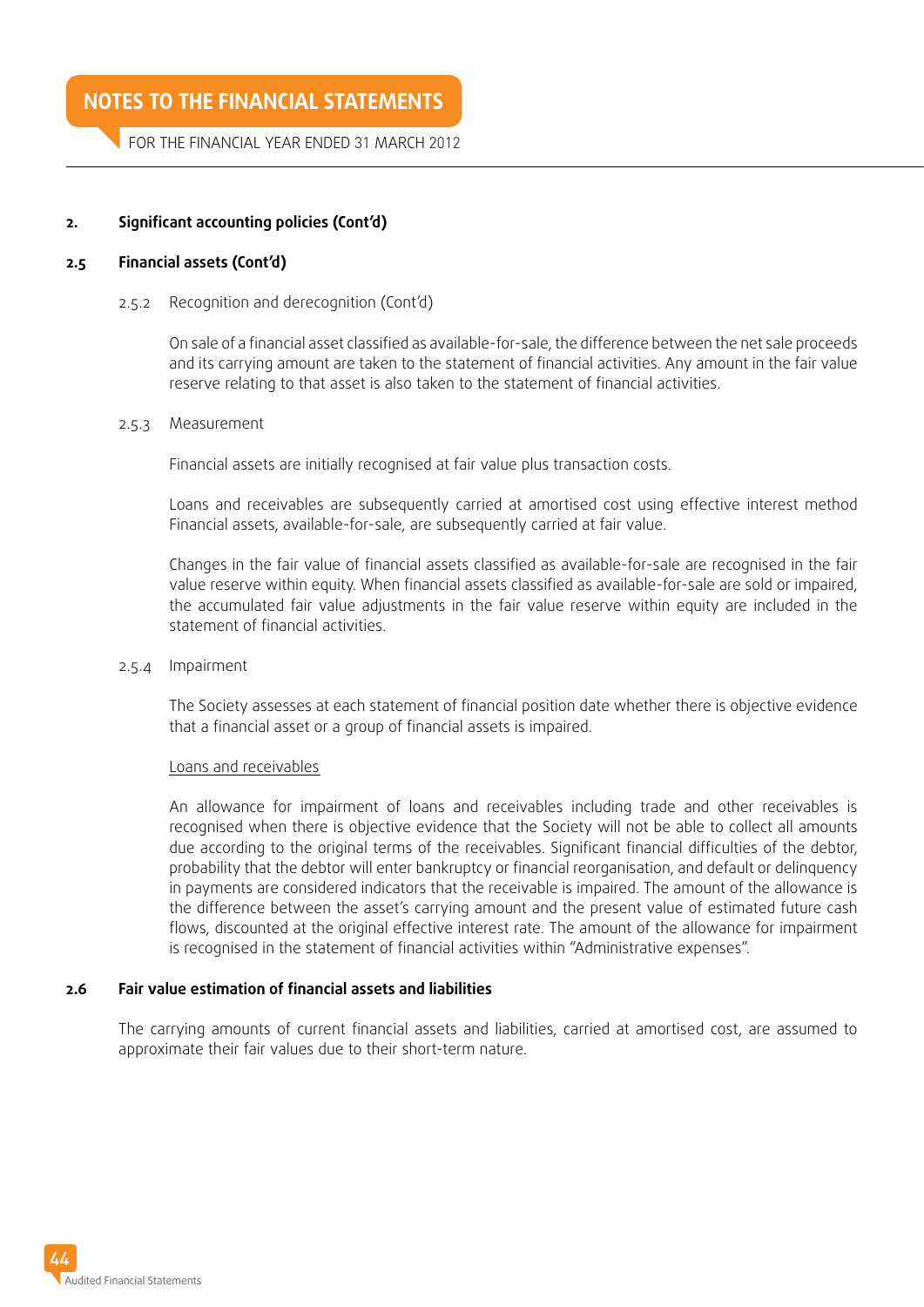### 2. Significant accounting policies (Cont'd)

### 2.5 Financial assets (Cont'd)

2.5.2 Recognition and derecognition (Cont'd)

On sale of a financial asset classified as available-for-sale, the difference between the net sale proceeds and its carrying amount are taken to the statement of financial activities. Any amount in the fair value reserve relating to that asset is also taken to the statement of financial activities.

2.5.3 Measurement

Financial assets are initially recognised at fair value plus transaction costs.

Loans and receivables are subsequently carried at amortised cost using effective interest method Financial assets, available-for-sale, are subsequently carried at fair value.

Changes in the fair value of financial assets classified as available-for-sale are recognised in the fair value reserve within equity. When financial assets classified as available-for-sale are sold or impaired, the accumulated fair value adjustments in the fair value reserve within equity are included in the statement of financial activities.

2.5.4 Impairment

The Society assesses at each statement of financial position date whether there is objective evidence that a financial asset or a group of financial assets is impaired.

Loans and receivables

An allowance for impairment of loans and receivables including trade and other receivables is recognised when there is objective evidence that the Society will not be able to collect all amounts due according to the original terms of the receivables. Significant financial difficulties of the debtor, probability that the debtor will enter bankruptcy or financial reorganisation, and default or delinquency in payments are considered indicators that the receivable is impaired. The amount of the allowance is the difference between the asset's carrying amount and the present value of estimated future cash flows, discounted at the original effective interest rate. The amount of the allowance for impairment is recognised in the statement of financial activities within "Administrative expenses".

### 2.6 Fair value estimation of financial assets and liabilities

The carrying amounts of current financial assets and liabilities, carried at amortised cost, are assumed to approximate their fair values due to their short-term nature.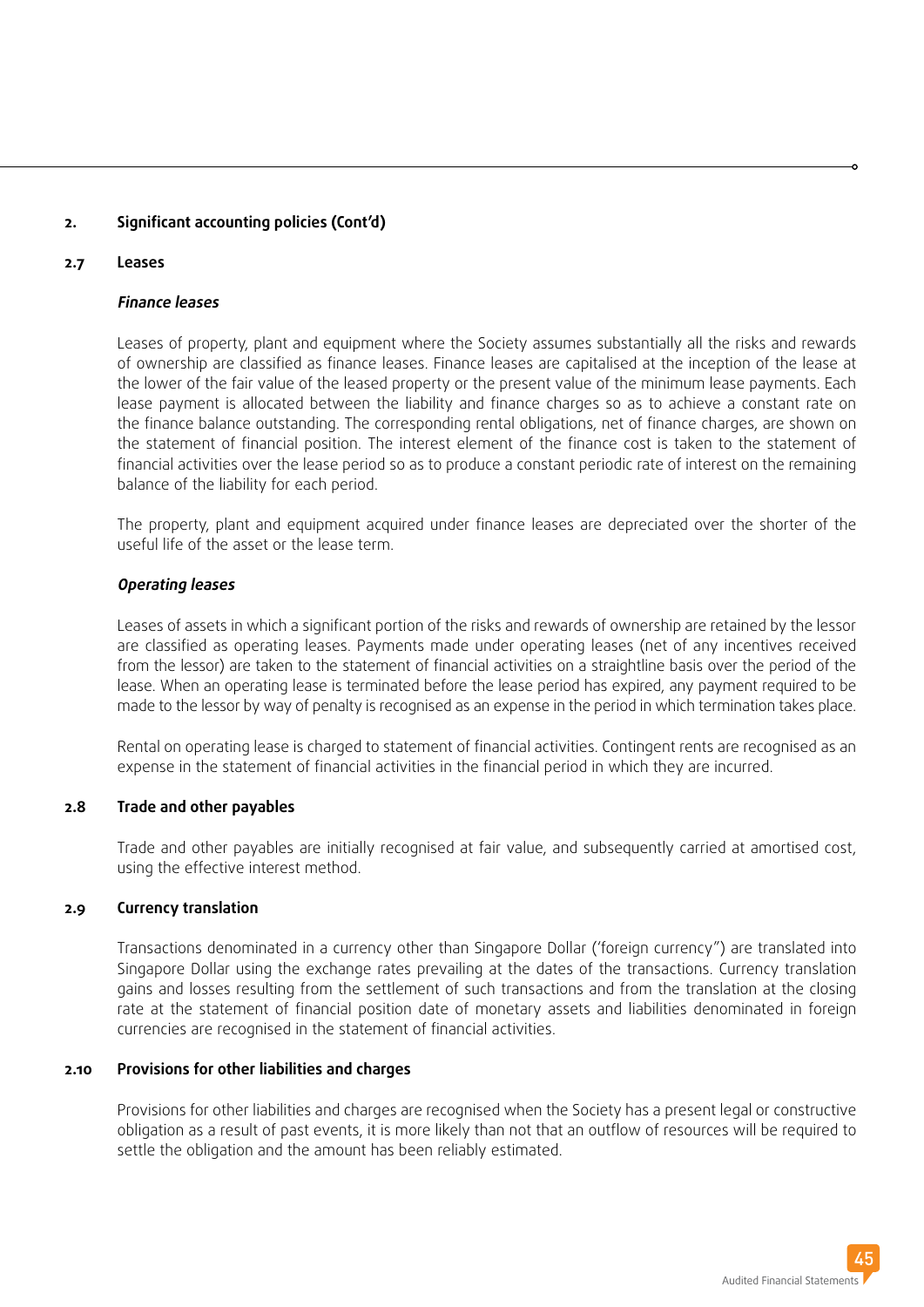## 2. Significant accounting policies (Cont'd)

### 2.7 Leases

***Finance leases***

Leases of property, plant and equipment where the Society assumes substantially all the risks and rewards of ownership are classified as finance leases. Finance leases are capitalised at the inception of the lease at the lower of the fair value of the leased property or the present value of the minimum lease payments. Each lease payment is allocated between the liability and finance charges so as to achieve a constant rate on the finance balance outstanding. The corresponding rental obligations, net of finance charges, are shown on the statement of financial position. The interest element of the finance cost is taken to the statement of financial activities over the lease period so as to produce a constant periodic rate of interest on the remaining balance of the liability for each period.

The property, plant and equipment acquired under finance leases are depreciated over the shorter of the useful life of the asset or the lease term.

***Operating leases***

Leases of assets in which a significant portion of the risks and rewards of ownership are retained by the lessor are classified as operating leases. Payments made under operating leases (net of any incentives received from the lessor) are taken to the statement of financial activities on a straightline basis over the period of the lease. When an operating lease is terminated before the lease period has expired, any payment required to be made to the lessor by way of penalty is recognised as an expense in the period in which termination takes place.

Rental on operating lease is charged to statement of financial activities. Contingent rents are recognised as an expense in the statement of financial activities in the financial period in which they are incurred.

### 2.8 Trade and other payables

Trade and other payables are initially recognised at fair value, and subsequently carried at amortised cost, using the effective interest method.

### 2.9 Currency translation

Transactions denominated in a currency other than Singapore Dollar ('foreign currency") are translated into Singapore Dollar using the exchange rates prevailing at the dates of the transactions. Currency translation gains and losses resulting from the settlement of such transactions and from the translation at the closing rate at the statement of financial position date of monetary assets and liabilities denominated in foreign currencies are recognised in the statement of financial activities.

### 2.10 Provisions for other liabilities and charges

Provisions for other liabilities and charges are recognised when the Society has a present legal or constructive obligation as a result of past events, it is more likely than not that an outflow of resources will be required to settle the obligation and the amount has been reliably estimated.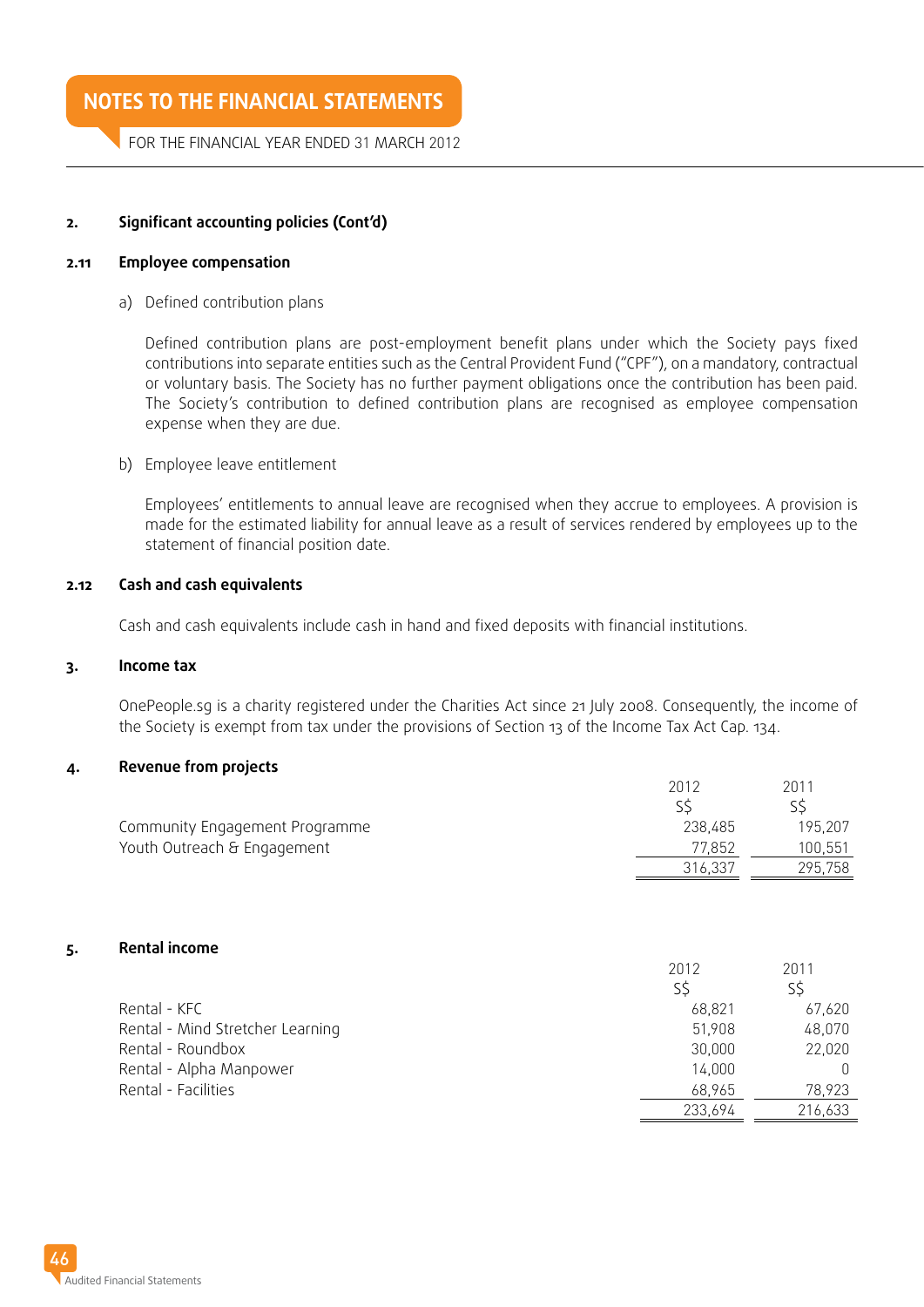# NOTES TO THE FINANCIAL STATEMENTS

FOR THE FINANCIAL YEAR ENDED 31 MARCH 2012

## 2. Significant accounting policies (Cont'd)

### 2.11 Employee compensation

a) Defined contribution plans

Defined contribution plans are post-employment benefit plans under which the Society pays fixed contributions into separate entities such as the Central Provident Fund ("CPF"), on a mandatory, contractual or voluntary basis. The Society has no further payment obligations once the contribution has been paid. The Society's contribution to defined contribution plans are recognised as employee compensation expense when they are due.

b) Employee leave entitlement

Employees' entitlements to annual leave are recognised when they accrue to employees. A provision is made for the estimated liability for annual leave as a result of services rendered by employees up to the statement of financial position date.

### 2.12 Cash and cash equivalents

Cash and cash equivalents include cash in hand and fixed deposits with financial institutions.

## 3. Income tax

OnePeople.sg is a charity registered under the Charities Act since 21 July 2008. Consequently, the income of the Society is exempt from tax under the provisions of Section 13 of the Income Tax Act Cap. 134.

## 4. Revenue from projects

| | 2012<br>S$ | 2011<br>S$ |
|---|---|---|
| Community Engagement Programme | 238,485 | 195,207 |
| Youth Outreach & Engagement | 77,852 | 100,551 |
| | 316,337 | 295,758 |

## 5. Rental income

| | 2012<br>S$ | 2011<br>S$ |
|---|---|---|
| Rental - KFC | 68,821 | 67,620 |
| Rental - Mind Stretcher Learning | 51,908 | 48,070 |
| Rental - Roundbox | 30,000 | 22,020 |
| Rental - Alpha Manpower | 14,000 | 0 |
| Rental - Facilities | 68,965 | 78,923 |
| | 233,694 | 216,633 |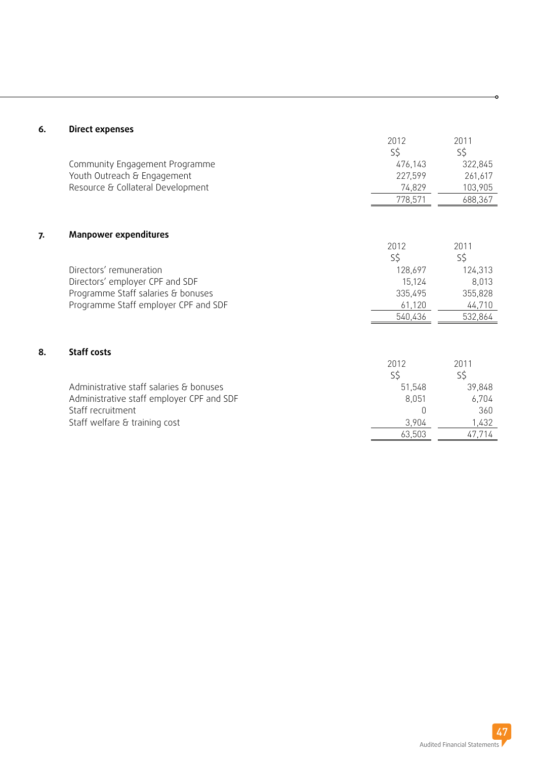## 6. Direct expenses

| | 2012 | 2011 |
|---|---|---|
| | S$ | S$ |
| Community Engagement Programme | 476,143 | 322,845 |
| Youth Outreach & Engagement | 227,599 | 261,617 |
| Resource & Collateral Development | 74,829 | 103,905 |
| | 778,571 | 688,367 |

## 7. Manpower expenditures

| | 2012 | 2011 |
|---|---|---|
| | S$ | S$ |
| Directors' remuneration | 128,697 | 124,313 |
| Directors' employer CPF and SDF | 15,124 | 8,013 |
| Programme Staff salaries & bonuses | 335,495 | 355,828 |
| Programme Staff employer CPF and SDF | 61,120 | 44,710 |
| | 540,436 | 532,864 |

## 8. Staff costs

| | 2012 | 2011 |
|---|---|---|
| | S$ | S$ |
| Administrative staff salaries & bonuses | 51,548 | 39,848 |
| Administrative staff employer CPF and SDF | 8,051 | 6,704 |
| Staff recruitment | 0 | 360 |
| Staff welfare & training cost | 3,904 | 1,432 |
| | 63,503 | 47,714 |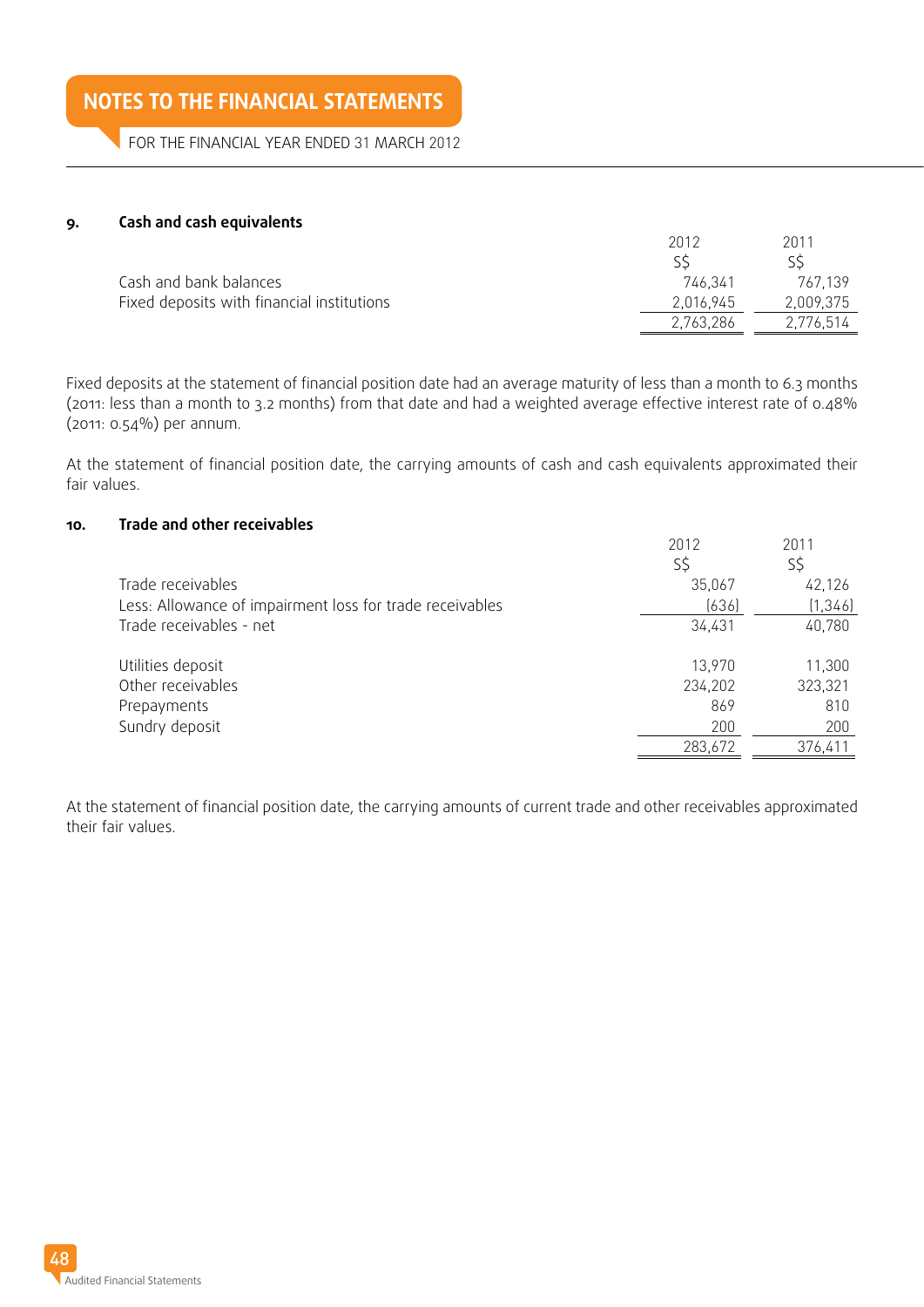# NOTES TO THE FINANCIAL STATEMENTS

FOR THE FINANCIAL YEAR ENDED 31 MARCH 2012

## 9. Cash and cash equivalents

| | 2012 | 2011 |
|---|---|---|
| | S$ | S$ |
| Cash and bank balances | 746,341 | 767,139 |
| Fixed deposits with financial institutions | 2,016,945 | 2,009,375 |
| | 2,763,286 | 2,776,514 |

Fixed deposits at the statement of financial position date had an average maturity of less than a month to 6.3 months (2011: less than a month to 3.2 months) from that date and had a weighted average effective interest rate of 0.48% (2011: 0.54%) per annum.

At the statement of financial position date, the carrying amounts of cash and cash equivalents approximated their fair values.

## 10. Trade and other receivables

| | 2012 | 2011 |
|---|---|---|
| | S$ | S$ |
| Trade receivables | 35,067 | 42,126 |
| Less: Allowance of impairment loss for trade receivables | (636) | (1,346) |
| Trade receivables - net | 34,431 | 40,780 |
| | | |
| Utilities deposit | 13,970 | 11,300 |
| Other receivables | 234,202 | 323,321 |
| Prepayments | 869 | 810 |
| Sundry deposit | 200 | 200 |
| | 283,672 | 376,411 |

At the statement of financial position date, the carrying amounts of current trade and other receivables approximated their fair values.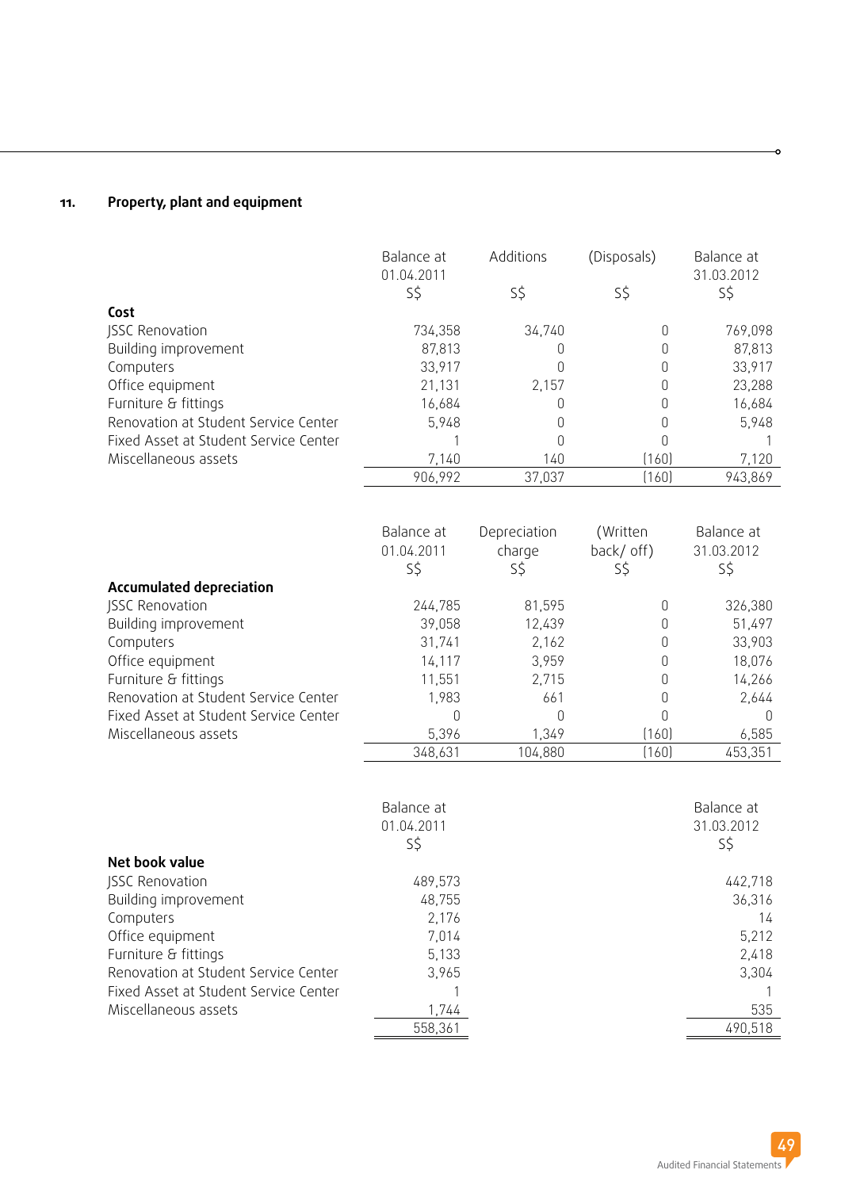## 11. Property, plant and equipment

| | Balance at 01.04.2011 S$ | Additions S$ | (Disposals) S$ | Balance at 31.03.2012 S$ |
|---|---|---|---|---|
| **Cost** | | | | |
| JSSC Renovation | 734,358 | 34,740 | 0 | 769,098 |
| Building improvement | 87,813 | 0 | 0 | 87,813 |
| Computers | 33,917 | 0 | 0 | 33,917 |
| Office equipment | 21,131 | 2,157 | 0 | 23,288 |
| Furniture & fittings | 16,684 | 0 | 0 | 16,684 |
| Renovation at Student Service Center | 5,948 | 0 | 0 | 5,948 |
| Fixed Asset at Student Service Center | 1 | 0 | 0 | 1 |
| Miscellaneous assets | 7,140 | 140 | (160) | 7,120 |
| | 906,992 | 37,037 | (160) | 943,869 |

| | Balance at 01.04.2011 S$ | Depreciation charge S$ | (Written back/ off) S$ | Balance at 31.03.2012 S$ |
|---|---|---|---|---|
| **Accumulated depreciation** | | | | |
| JSSC Renovation | 244,785 | 81,595 | 0 | 326,380 |
| Building improvement | 39,058 | 12,439 | 0 | 51,497 |
| Computers | 31,741 | 2,162 | 0 | 33,903 |
| Office equipment | 14,117 | 3,959 | 0 | 18,076 |
| Furniture & fittings | 11,551 | 2,715 | 0 | 14,266 |
| Renovation at Student Service Center | 1,983 | 661 | 0 | 2,644 |
| Fixed Asset at Student Service Center | 0 | 0 | 0 | 0 |
| Miscellaneous assets | 5,396 | 1,349 | (160) | 6,585 |
| | 348,631 | 104,880 | (160) | 453,351 |

| | Balance at 01.04.2011 S$ | Balance at 31.03.2012 S$ |
|---|---|---|
| **Net book value** | | |
| JSSC Renovation | 489,573 | 442,718 |
| Building improvement | 48,755 | 36,316 |
| Computers | 2,176 | 14 |
| Office equipment | 7,014 | 5,212 |
| Furniture & fittings | 5,133 | 2,418 |
| Renovation at Student Service Center | 3,965 | 3,304 |
| Fixed Asset at Student Service Center | 1 | 1 |
| Miscellaneous assets | 1,744 | 535 |
| | 558,361 | 490,518 |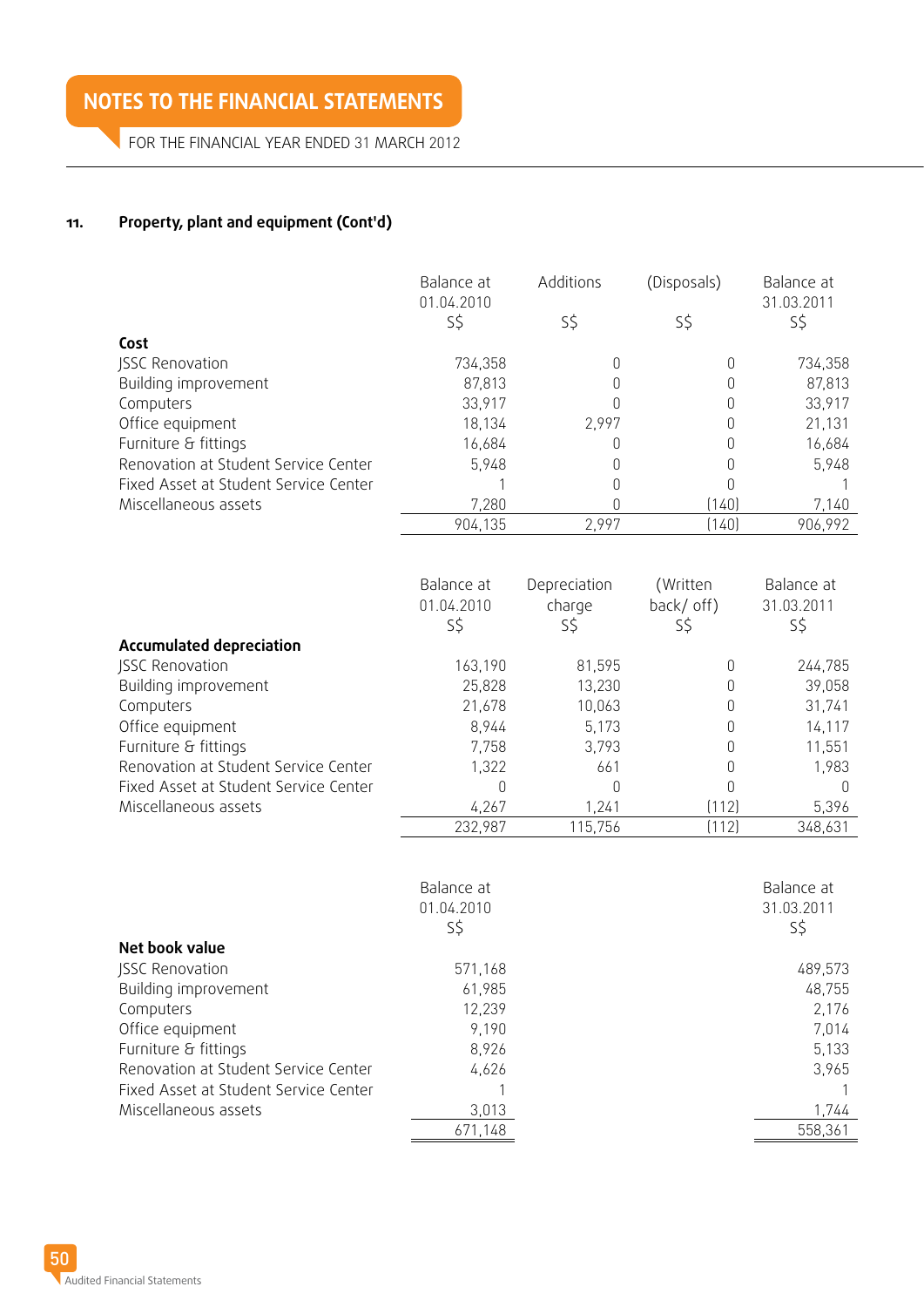# NOTES TO THE FINANCIAL STATEMENTS

FOR THE FINANCIAL YEAR ENDED 31 MARCH 2012

## 11. Property, plant and equipment (Cont'd)

| | Balance at 01.04.2010 S$ | Additions S$ | (Disposals) S$ | Balance at 31.03.2011 S$ |
|---|---|---|---|---|
| **Cost** | | | | |
| JSSC Renovation | 734,358 | 0 | 0 | 734,358 |
| Building improvement | 87,813 | 0 | 0 | 87,813 |
| Computers | 33,917 | 0 | 0 | 33,917 |
| Office equipment | 18,134 | 2,997 | 0 | 21,131 |
| Furniture & fittings | 16,684 | 0 | 0 | 16,684 |
| Renovation at Student Service Center | 5,948 | 0 | 0 | 5,948 |
| Fixed Asset at Student Service Center | 1 | 0 | 0 | 1 |
| Miscellaneous assets | 7,280 | 0 | (140) | 7,140 |
| | 904,135 | 2,997 | (140) | 906,992 |

| | Balance at 01.04.2010 S$ | Depreciation charge S$ | (Written back/ off) S$ | Balance at 31.03.2011 S$ |
|---|---|---|---|---|
| **Accumulated depreciation** | | | | |
| JSSC Renovation | 163,190 | 81,595 | 0 | 244,785 |
| Building improvement | 25,828 | 13,230 | 0 | 39,058 |
| Computers | 21,678 | 10,063 | 0 | 31,741 |
| Office equipment | 8,944 | 5,173 | 0 | 14,117 |
| Furniture & fittings | 7,758 | 3,793 | 0 | 11,551 |
| Renovation at Student Service Center | 1,322 | 661 | 0 | 1,983 |
| Fixed Asset at Student Service Center | 0 | 0 | 0 | 0 |
| Miscellaneous assets | 4,267 | 1,241 | (112) | 5,396 |
| | 232,987 | 115,756 | (112) | 348,631 |

| | Balance at 01.04.2010 S$ | Balance at 31.03.2011 S$ |
|---|---|---|
| **Net book value** | | |
| JSSC Renovation | 571,168 | 489,573 |
| Building improvement | 61,985 | 48,755 |
| Computers | 12,239 | 2,176 |
| Office equipment | 9,190 | 7,014 |
| Furniture & fittings | 8,926 | 5,133 |
| Renovation at Student Service Center | 4,626 | 3,965 |
| Fixed Asset at Student Service Center | 1 | 1 |
| Miscellaneous assets | 3,013 | 1,744 |
| | 671,148 | 558,361 |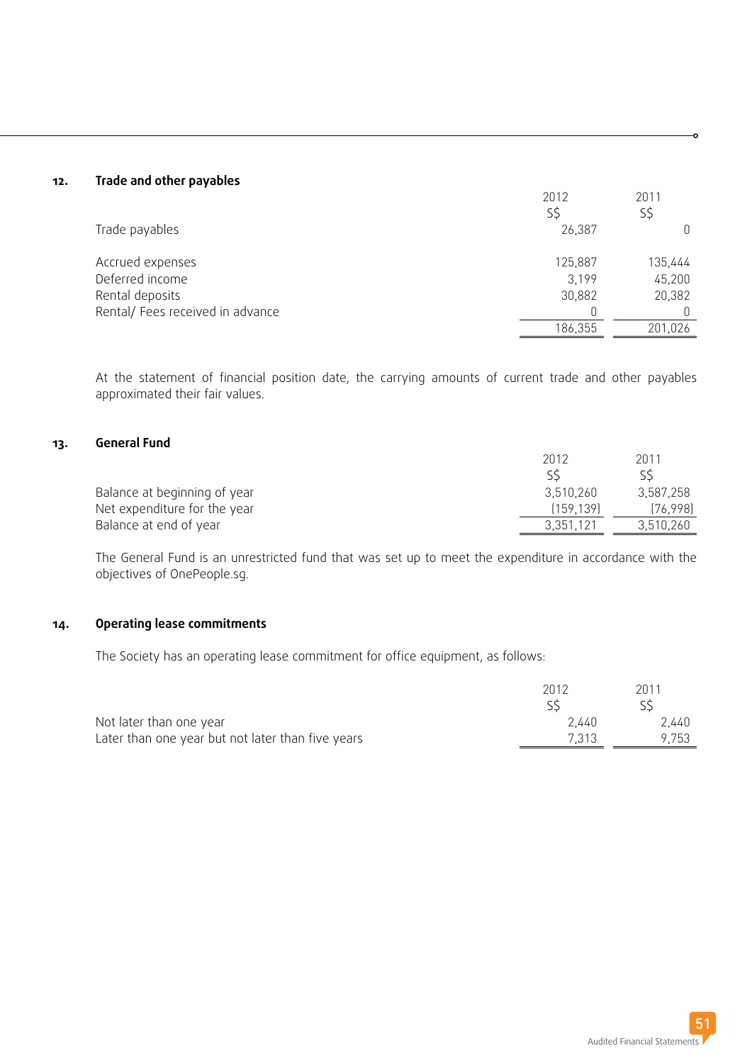## 12. Trade and other payables

| | 2012 | 2011 |
|---|---|---|
| | S$ | S$ |
| Trade payables | 26,387 | 0 |
| | | |
| Accrued expenses | 125,887 | 135,444 |
| Deferred income | 3,199 | 45,200 |
| Rental deposits | 30,882 | 20,382 |
| Rental/ Fees received in advance | 0 | 0 |
| | 186,355 | 201,026 |

At the statement of financial position date, the carrying amounts of current trade and other payables approximated their fair values.

## 13. General Fund

| | 2012 | 2011 |
|---|---|---|
| | S$ | S$ |
| Balance at beginning of year | 3,510,260 | 3,587,258 |
| Net expenditure for the year | (159,139) | (76,998) |
| Balance at end of year | 3,351,121 | 3,510,260 |

The General Fund is an unrestricted fund that was set up to meet the expenditure in accordance with the objectives of OnePeople.sg.

## 14. Operating lease commitments

The Society has an operating lease commitment for office equipment, as follows:

| | 2012 | 2011 |
|---|---|---|
| | S$ | S$ |
| Not later than one year | 2,440 | 2,440 |
| Later than one year but not later than five years | 7,313 | 9,753 |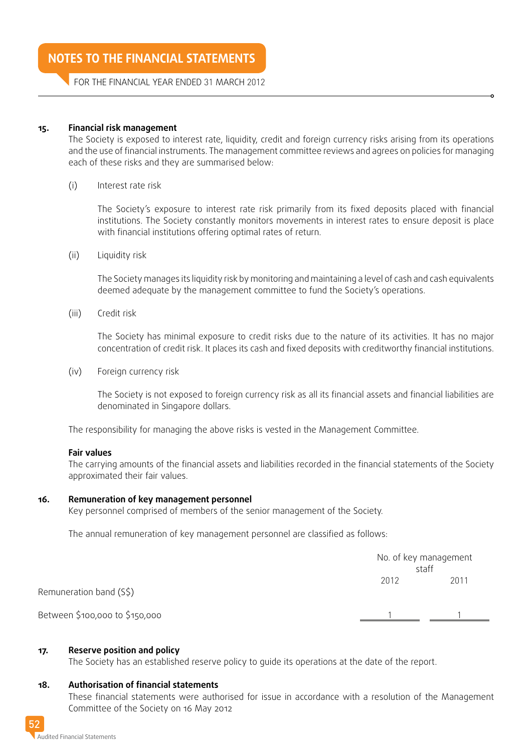# NOTES TO THE FINANCIAL STATEMENTS

FOR THE FINANCIAL YEAR ENDED 31 MARCH 2012

## 15. Financial risk management

The Society is exposed to interest rate, liquidity, credit and foreign currency risks arising from its operations and the use of financial instruments. The management committee reviews and agrees on policies for managing each of these risks and they are summarised below:

(i) Interest rate risk

The Society's exposure to interest rate risk primarily from its fixed deposits placed with financial institutions. The Society constantly monitors movements in interest rates to ensure deposit is place with financial institutions offering optimal rates of return.

(ii) Liquidity risk

The Society manages its liquidity risk by monitoring and maintaining a level of cash and cash equivalents deemed adequate by the management committee to fund the Society's operations.

(iii) Credit risk

The Society has minimal exposure to credit risks due to the nature of its activities. It has no major concentration of credit risk. It places its cash and fixed deposits with creditworthy financial institutions.

(iv) Foreign currency risk

The Society is not exposed to foreign currency risk as all its financial assets and financial liabilities are denominated in Singapore dollars.

The responsibility for managing the above risks is vested in the Management Committee.

**Fair values**

The carrying amounts of the financial assets and liabilities recorded in the financial statements of the Society approximated their fair values.

## 16. Remuneration of key management personnel

Key personnel comprised of members of the senior management of the Society.

The annual remuneration of key management personnel are classified as follows:

| | No. of key management staff | |
|---|---|---|
| | 2012 | 2011 |
| Remuneration band (S$) | | |
| Between $100,000 to $150,000 | 1 | 1 |

## 17. Reserve position and policy

The Society has an established reserve policy to guide its operations at the date of the report.

## 18. Authorisation of financial statements

These financial statements were authorised for issue in accordance with a resolution of the Management Committee of the Society on 16 May 2012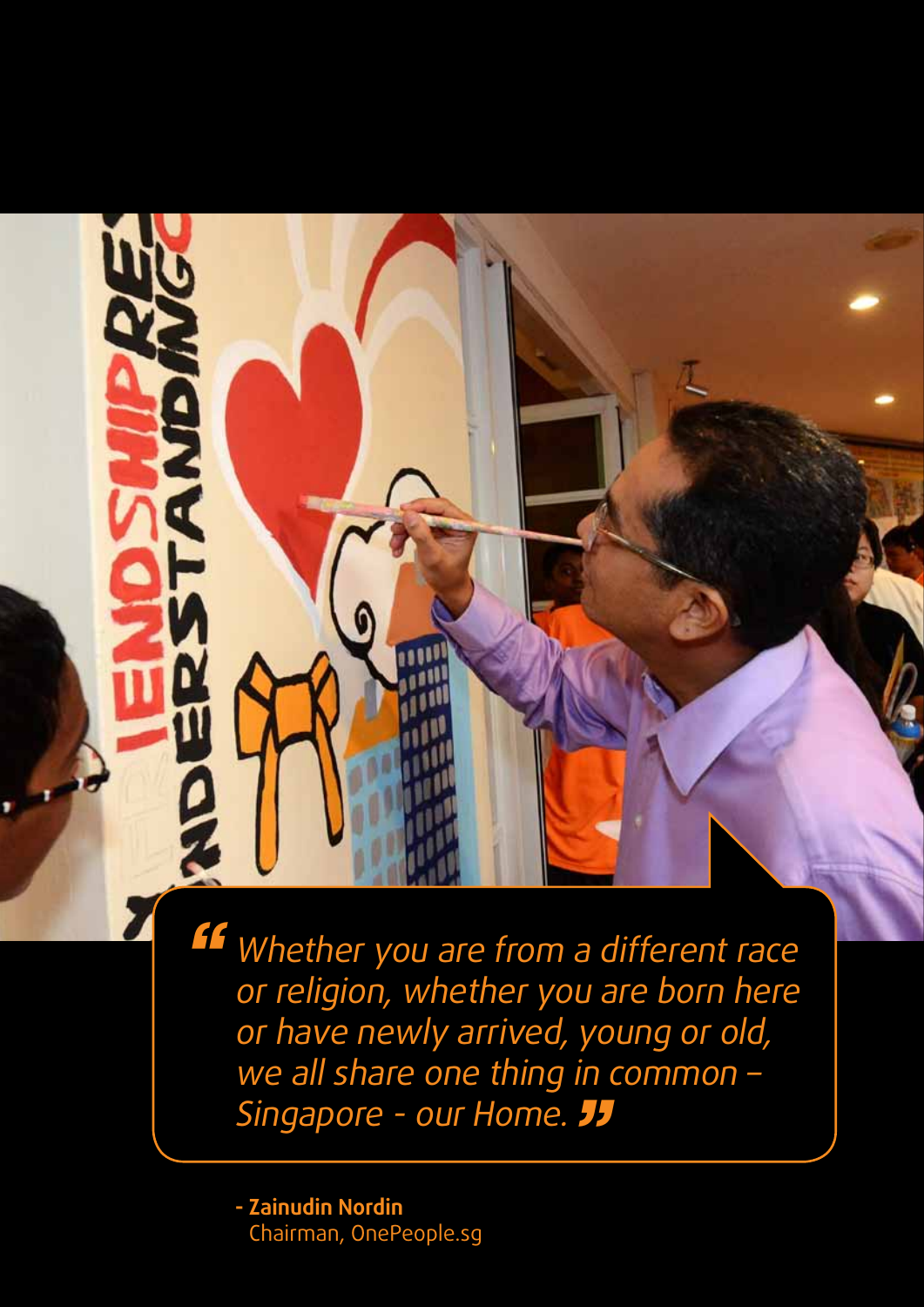> *"Whether you are from a different race or religion, whether you are born here or have newly arrived, young or old, we all share one thing in common – Singapore - our Home."*

**- Zainudin Nordin**
Chairman, OnePeople.sg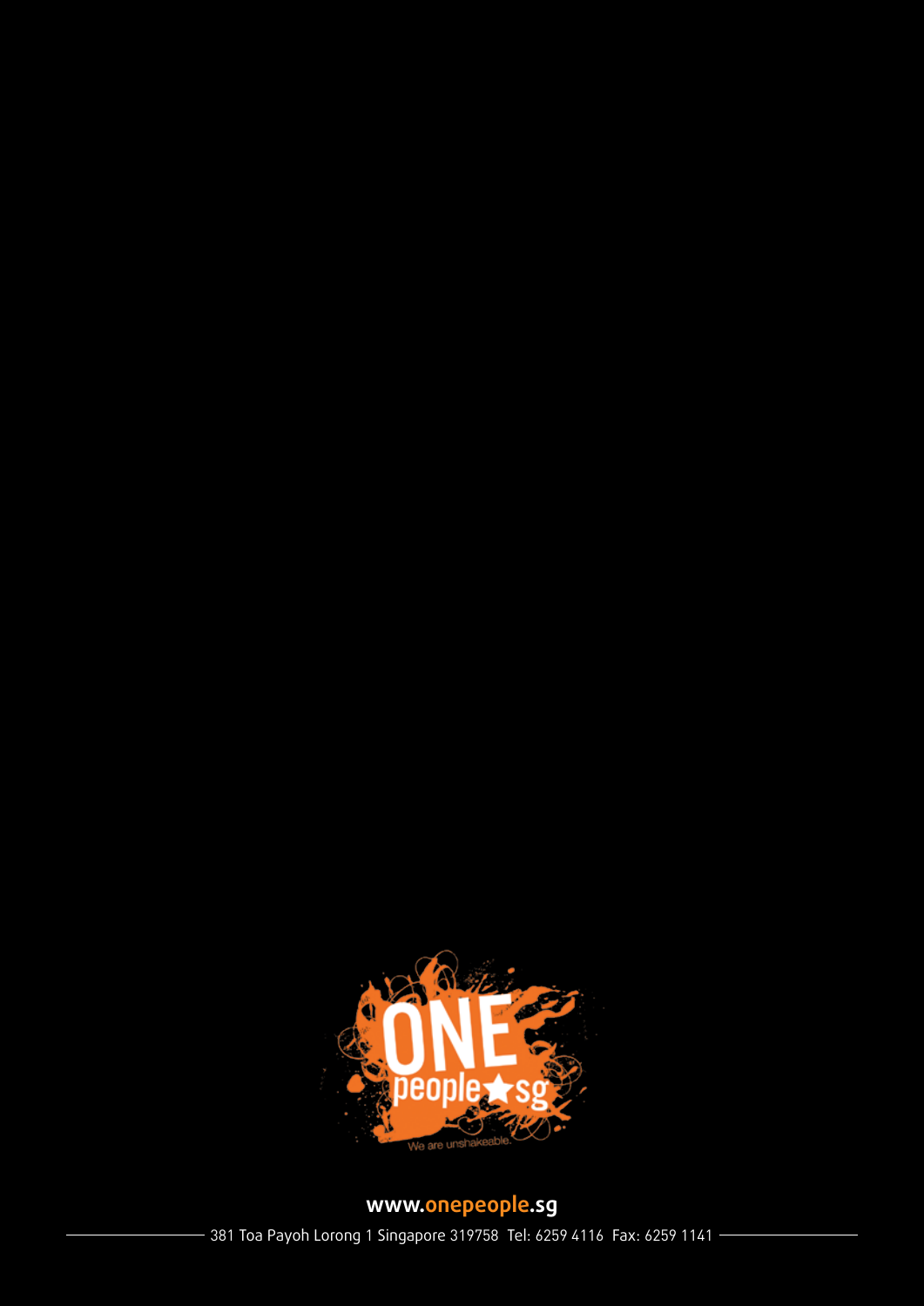ONE people★sg

We are unshakeable.

**www.onepeople.sg**

381 Toa Payoh Lorong 1 Singapore 319758 Tel: 6259 4116 Fax: 6259 1141